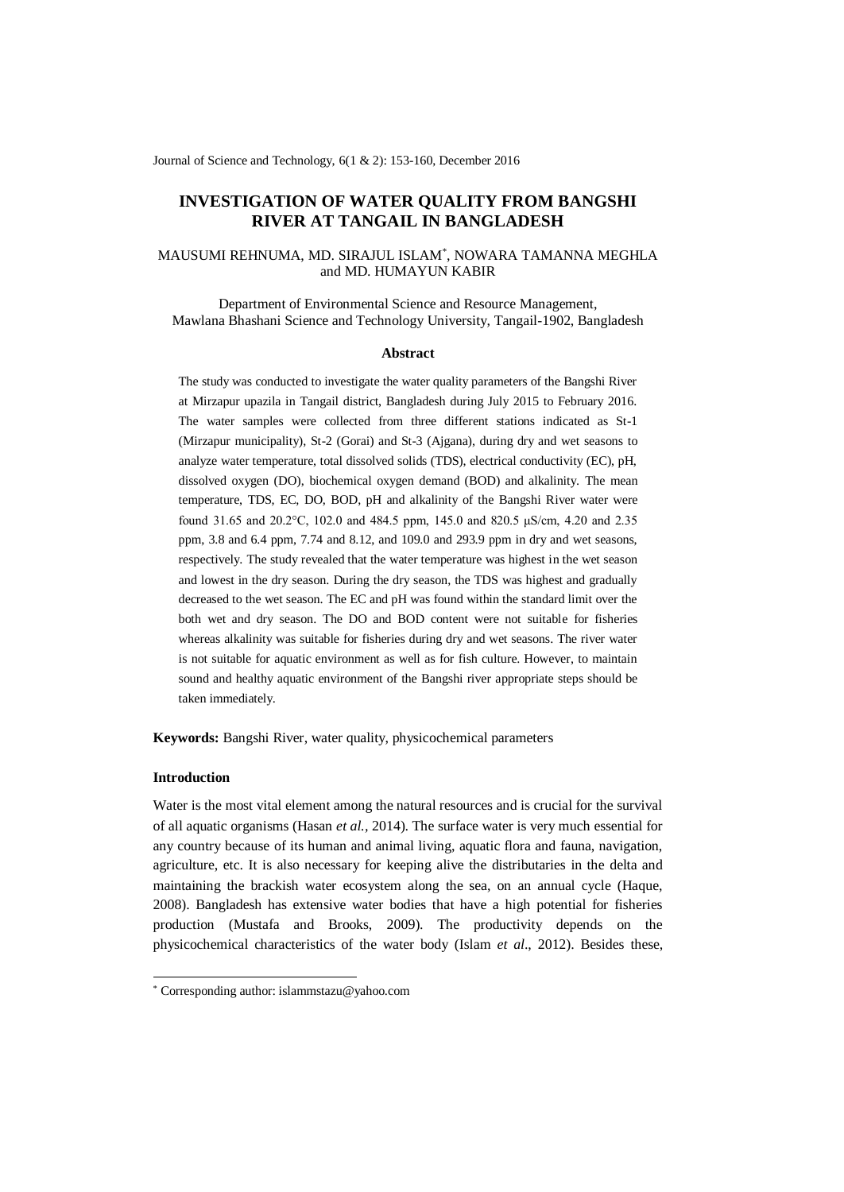# INVESTIGATION OF WATER QUALITY FROM BANGSHI RIVER AT TANGAIL IN BANGLADESH

MAUSUMI REHNUMA, MD. SIRAJUL ISLAM[*], NOWARA TAMANNA MEGHLA and MD. HUMAYUN KABIR

Department of Environmental Science and Resource Management, Mawlana Bhashani Science and Technology University, Tangail-1902, Bangladesh

### Abstract

The study was conducted to investigate the water quality parameters of the Bangshi River at Mirzapur upazila in Tangail district, Bangladesh during July 2015 to February 2016. The water samples were collected from three different stations indicated as St-1 (Mirzapur municipality), St-2 (Gorai) and St-3 (Ajgana), during dry and wet seasons to analyze water temperature, total dissolved solids (TDS), electrical conductivity (EC), pH, dissolved oxygen (DO), biochemical oxygen demand (BOD) and alkalinity. The mean temperature, TDS, EC, DO, BOD, pH and alkalinity of the Bangshi River water were found 31.65 and 20.2°C, 102.0 and 484.5 ppm, 145.0 and 820.5 μS/cm, 4.20 and 2.35 ppm, 3.8 and 6.4 ppm, 7.74 and 8.12, and 109.0 and 293.9 ppm in dry and wet seasons, respectively. The study revealed that the water temperature was highest in the wet season and lowest in the dry season. During the dry season, the TDS was highest and gradually decreased to the wet season. The EC and pH was found within the standard limit over the both wet and dry season. The DO and BOD content were not suitable for fisheries whereas alkalinity was suitable for fisheries during dry and wet seasons. The river water is not suitable for aquatic environment as well as for fish culture. However, to maintain sound and healthy aquatic environment of the Bangshi river appropriate steps should be taken immediately.

**Keywords:** Bangshi River, water quality, physicochemical parameters

### Introduction

Water is the most vital element among the natural resources and is crucial for the survival of all aquatic organisms (Hasan *et al.*, 2014). The surface water is very much essential for any country because of its human and animal living, aquatic flora and fauna, navigation, agriculture, etc. It is also necessary for keeping alive the distributaries in the delta and maintaining the brackish water ecosystem along the sea, on an annual cycle (Haque, 2008). Bangladesh has extensive water bodies that have a high potential for fisheries production (Mustafa and Brooks, 2009). The productivity depends on the physicochemical characteristics of the water body (Islam *et al*., 2012). Besides these,

[*] Corresponding author: islammstazu@yahoo.com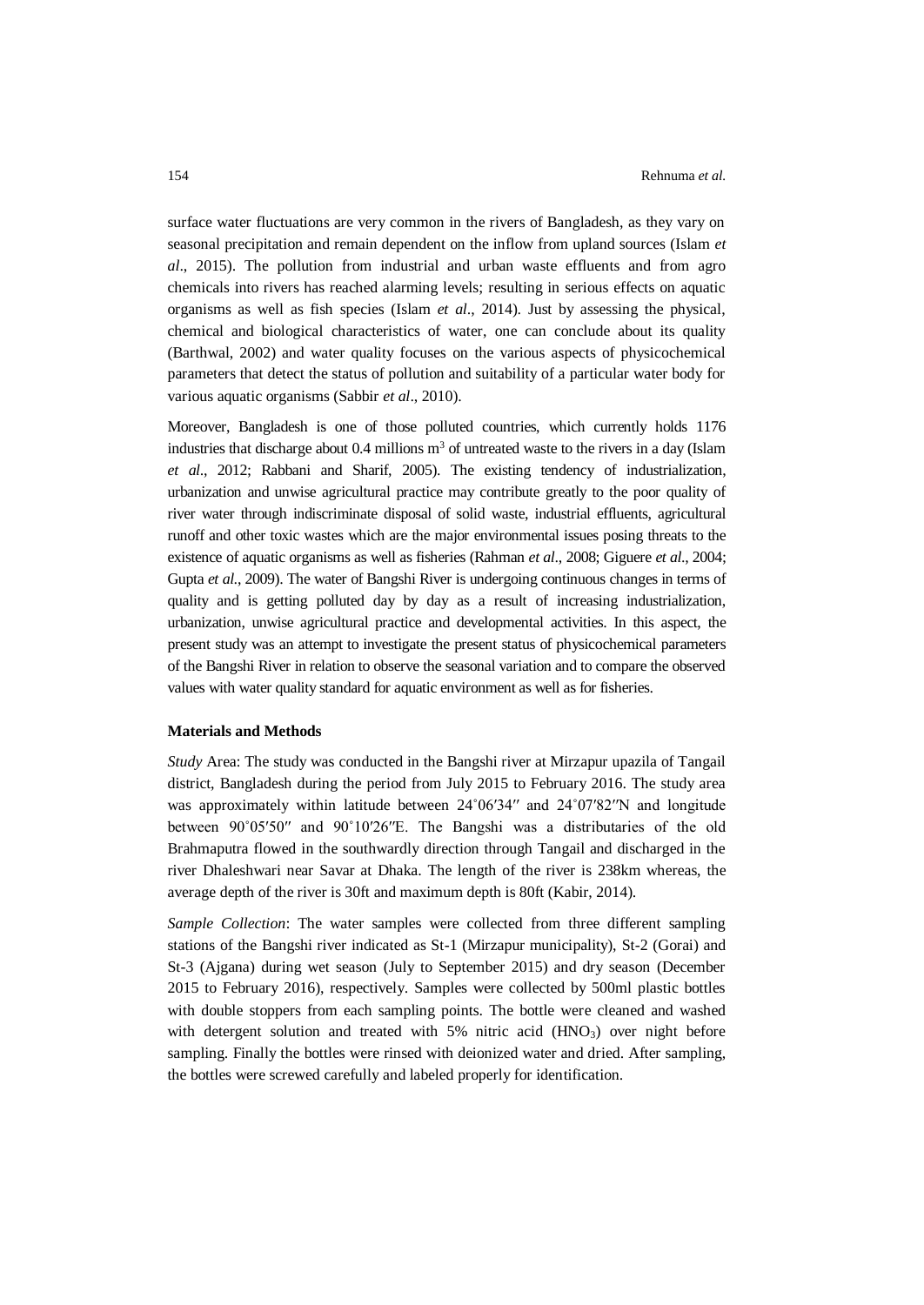surface water fluctuations are very common in the rivers of Bangladesh, as they vary on seasonal precipitation and remain dependent on the inflow from upland sources (Islam *et al*., 2015). The pollution from industrial and urban waste effluents and from agro chemicals into rivers has reached alarming levels; resulting in serious effects on aquatic organisms as well as fish species (Islam *et al*., 2014). Just by assessing the physical, chemical and biological characteristics of water, one can conclude about its quality (Barthwal, 2002) and water quality focuses on the various aspects of physicochemical parameters that detect the status of pollution and suitability of a particular water body for various aquatic organisms (Sabbir *et al*., 2010).

Moreover, Bangladesh is one of those polluted countries, which currently holds 1176 industries that discharge about 0.4 millions $m^3$ of untreated waste to the rivers in a day (Islam *et al*., 2012; Rabbani and Sharif, 2005). The existing tendency of industrialization, urbanization and unwise agricultural practice may contribute greatly to the poor quality of river water through indiscriminate disposal of solid waste, industrial effluents, agricultural runoff and other toxic wastes which are the major environmental issues posing threats to the existence of aquatic organisms as well as fisheries (Rahman *et al*., 2008; Giguere *et al*., 2004; Gupta *et al*., 2009). The water of Bangshi River is undergoing continuous changes in terms of quality and is getting polluted day by day as a result of increasing industrialization, urbanization, unwise agricultural practice and developmental activities. In this aspect, the present study was an attempt to investigate the present status of physicochemical parameters of the Bangshi River in relation to observe the seasonal variation and to compare the observed values with water quality standard for aquatic environment as well as for fisheries.

## Materials and Methods

*Study* Area: The study was conducted in the Bangshi river at Mirzapur upazila of Tangail district, Bangladesh during the period from July 2015 to February 2016. The study area was approximately within latitude between 24˚06′34″ and 24˚07′82″N and longitude between 90˚05′50″ and 90˚10′26″E. The Bangshi was a distributaries of the old Brahmaputra flowed in the southwardly direction through Tangail and discharged in the river Dhaleshwari near Savar at Dhaka. The length of the river is 238km whereas, the average depth of the river is 30ft and maximum depth is 80ft (Kabir, 2014).

*Sample Collection*: The water samples were collected from three different sampling stations of the Bangshi river indicated as St-1 (Mirzapur municipality), St-2 (Gorai) and St-3 (Ajgana) during wet season (July to September 2015) and dry season (December 2015 to February 2016), respectively. Samples were collected by 500ml plastic bottles with double stoppers from each sampling points. The bottle were cleaned and washed with detergent solution and treated with 5% nitric acid ($HNO_3$) over night before sampling. Finally the bottles were rinsed with deionized water and dried. After sampling, the bottles were screwed carefully and labeled properly for identification.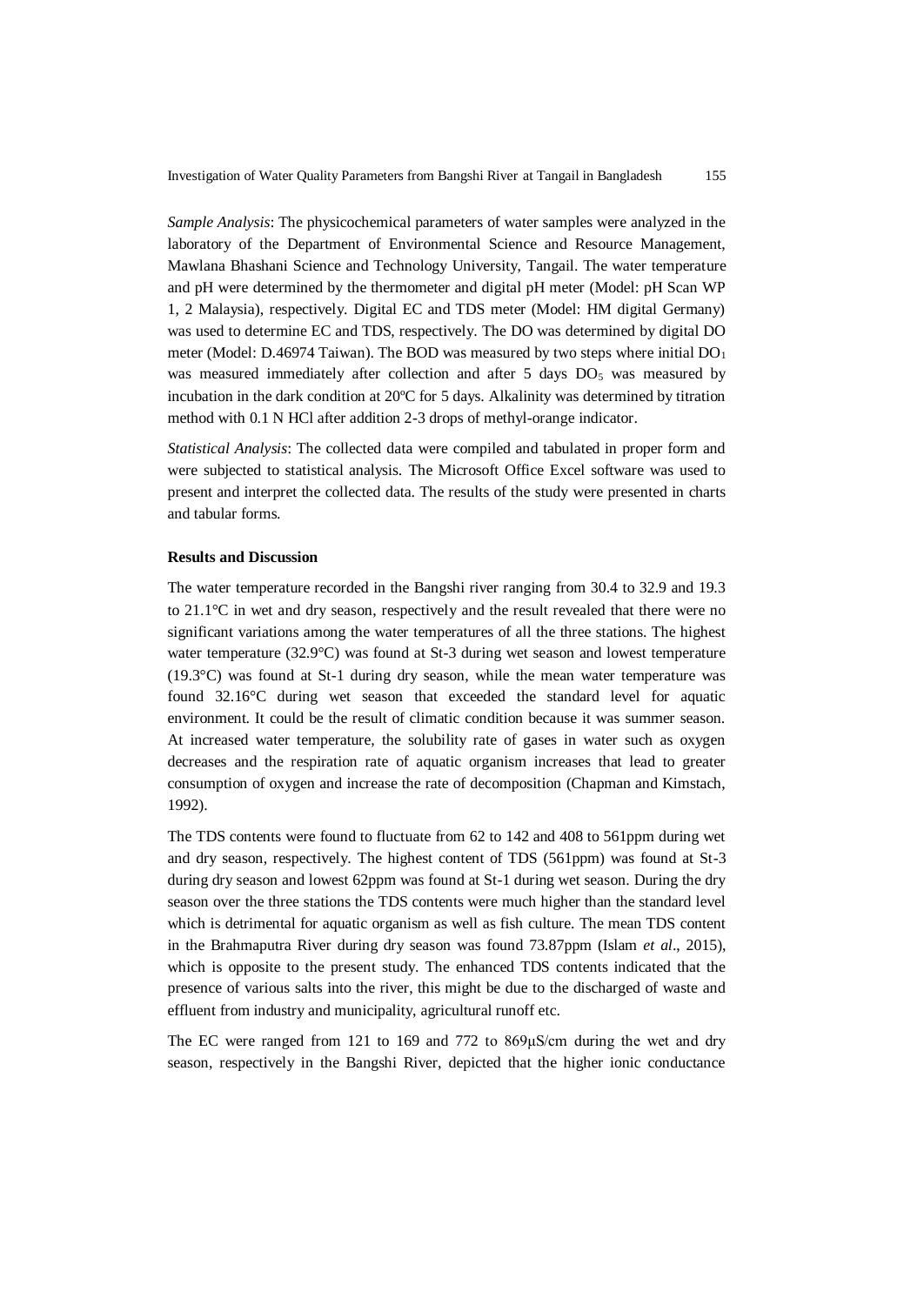*Sample Analysis*: The physicochemical parameters of water samples were analyzed in the laboratory of the Department of Environmental Science and Resource Management, Mawlana Bhashani Science and Technology University, Tangail. The water temperature and pH were determined by the thermometer and digital pH meter (Model: pH Scan WP 1, 2 Malaysia), respectively. Digital EC and TDS meter (Model: HM digital Germany) was used to determine EC and TDS, respectively. The DO was determined by digital DO meter (Model: D.46974 Taiwan). The BOD was measured by two steps where initial $DO_1$ was measured immediately after collection and after 5 days $DO_5$ was measured by incubation in the dark condition at 20ºC for 5 days. Alkalinity was determined by titration method with 0.1 N HCl after addition 2-3 drops of methyl-orange indicator.

*Statistical Analysis*: The collected data were compiled and tabulated in proper form and were subjected to statistical analysis. The Microsoft Office Excel software was used to present and interpret the collected data. The results of the study were presented in charts and tabular forms.

**Results and Discussion**

The water temperature recorded in the Bangshi river ranging from 30.4 to 32.9 and 19.3 to 21.1°C in wet and dry season, respectively and the result revealed that there were no significant variations among the water temperatures of all the three stations. The highest water temperature (32.9°C) was found at St-3 during wet season and lowest temperature (19.3°C) was found at St-1 during dry season, while the mean water temperature was found 32.16°C during wet season that exceeded the standard level for aquatic environment. It could be the result of climatic condition because it was summer season. At increased water temperature, the solubility rate of gases in water such as oxygen decreases and the respiration rate of aquatic organism increases that lead to greater consumption of oxygen and increase the rate of decomposition (Chapman and Kimstach, 1992).

The TDS contents were found to fluctuate from 62 to 142 and 408 to 561ppm during wet and dry season, respectively. The highest content of TDS (561ppm) was found at St-3 during dry season and lowest 62ppm was found at St-1 during wet season. During the dry season over the three stations the TDS contents were much higher than the standard level which is detrimental for aquatic organism as well as fish culture. The mean TDS content in the Brahmaputra River during dry season was found 73.87ppm (Islam *et al*., 2015), which is opposite to the present study. The enhanced TDS contents indicated that the presence of various salts into the river, this might be due to the discharged of waste and effluent from industry and municipality, agricultural runoff etc.

The EC were ranged from 121 to 169 and 772 to 869μS/cm during the wet and dry season, respectively in the Bangshi River, depicted that the higher ionic conductance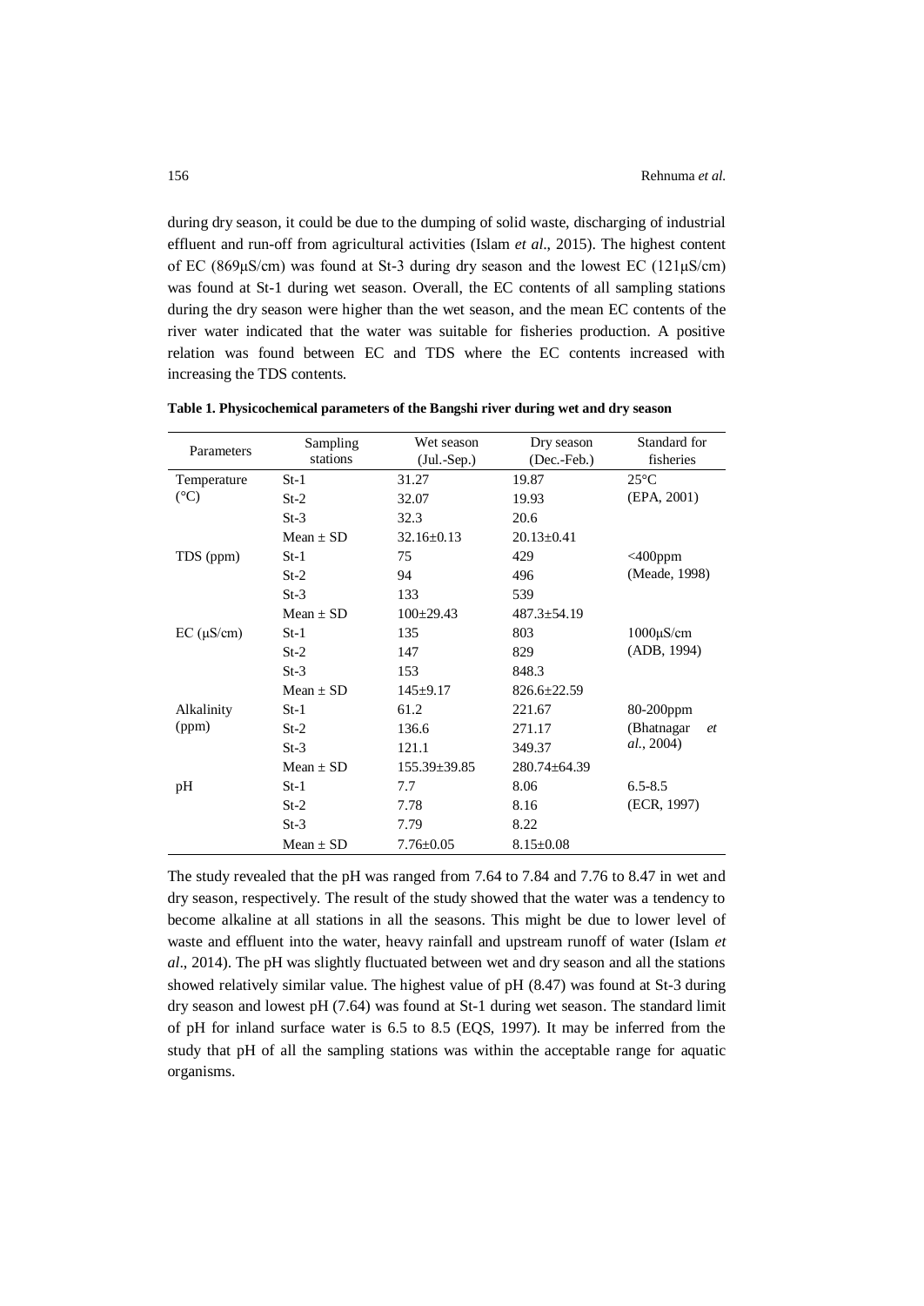during dry season, it could be due to the dumping of solid waste, discharging of industrial effluent and run-off from agricultural activities (Islam *et al*., 2015). The highest content of EC (869μS/cm) was found at St-3 during dry season and the lowest EC (121μS/cm) was found at St-1 during wet season. Overall, the EC contents of all sampling stations during the dry season were higher than the wet season, and the mean EC contents of the river water indicated that the water was suitable for fisheries production. A positive relation was found between EC and TDS where the EC contents increased with increasing the TDS contents.

**Table 1. Physicochemical parameters of the Bangshi river during wet and dry season**

| Parameters | Sampling stations | Wet season (Jul.-Sep.) | Dry season (Dec.-Feb.) | Standard for fisheries |
|---|---|---|---|---|
| Temperature (°C) | St-1 | 31.27 | 19.87 | 25°C (EPA, 2001) |
| | St-2 | 32.07 | 19.93 | |
| | St-3 | 32.3 | 20.6 | |
| | Mean ± SD | 32.16±0.13 | 20.13±0.41 | |
| TDS (ppm) | St-1 | 75 | 429 | <400ppm (Meade, 1998) |
| | St-2 | 94 | 496 | |
| | St-3 | 133 | 539 | |
| | Mean ± SD | 100±29.43 | 487.3±54.19 | |
| EC (μS/cm) | St-1 | 135 | 803 | 1000μS/cm (ADB, 1994) |
| | St-2 | 147 | 829 | |
| | St-3 | 153 | 848.3 | |
| | Mean ± SD | 145±9.17 | 826.6±22.59 | |
| Alkalinity (ppm) | St-1 | 61.2 | 221.67 | 80-200ppm (Bhatnagar *et al.*, 2004) |
| | St-2 | 136.6 | 271.17 | |
| | St-3 | 121.1 | 349.37 | |
| | Mean ± SD | 155.39±39.85 | 280.74±64.39 | |
| pH | St-1 | 7.7 | 8.06 | 6.5-8.5 (ECR, 1997) |
| | St-2 | 7.78 | 8.16 | |
| | St-3 | 7.79 | 8.22 | |
| | Mean ± SD | 7.76±0.05 | 8.15±0.08 | |

The study revealed that the pH was ranged from 7.64 to 7.84 and 7.76 to 8.47 in wet and dry season, respectively. The result of the study showed that the water was a tendency to become alkaline at all stations in all the seasons. This might be due to lower level of waste and effluent into the water, heavy rainfall and upstream runoff of water (Islam *et al*., 2014). The pH was slightly fluctuated between wet and dry season and all the stations showed relatively similar value. The highest value of pH (8.47) was found at St-3 during dry season and lowest pH (7.64) was found at St-1 during wet season. The standard limit of pH for inland surface water is 6.5 to 8.5 (EQS, 1997). It may be inferred from the study that pH of all the sampling stations was within the acceptable range for aquatic organisms.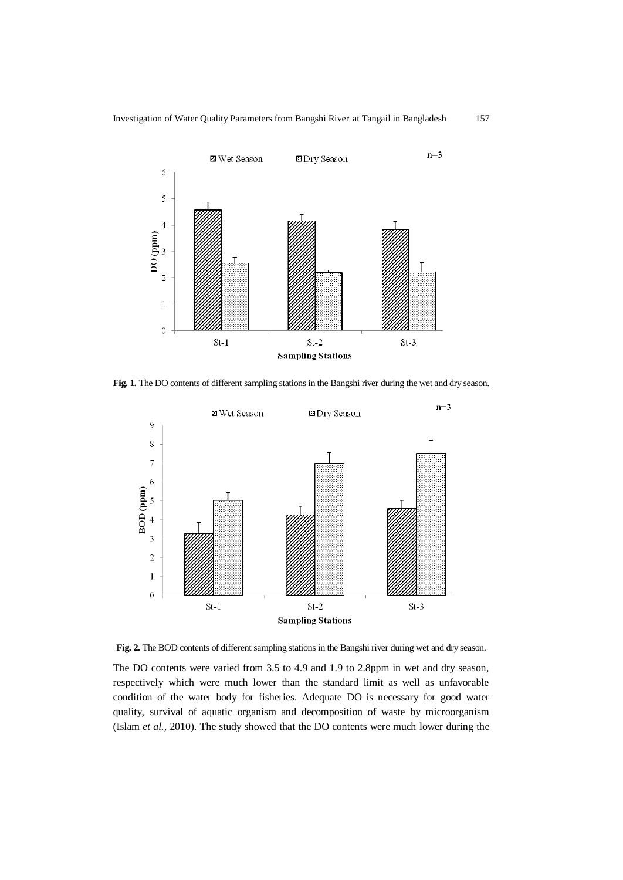**Fig. 1.** The DO contents of different sampling stations in the Bangshi river during the wet and dry season.

**Fig. 2.** The BOD contents of different sampling stations in the Bangshi river during wet and dry season.

The DO contents were varied from 3.5 to 4.9 and 1.9 to 2.8ppm in wet and dry season, respectively which were much lower than the standard limit as well as unfavorable condition of the water body for fisheries. Adequate DO is necessary for good water quality, survival of aquatic organism and decomposition of waste by microorganism (Islam *et al.*, 2010). The study showed that the DO contents were much lower during the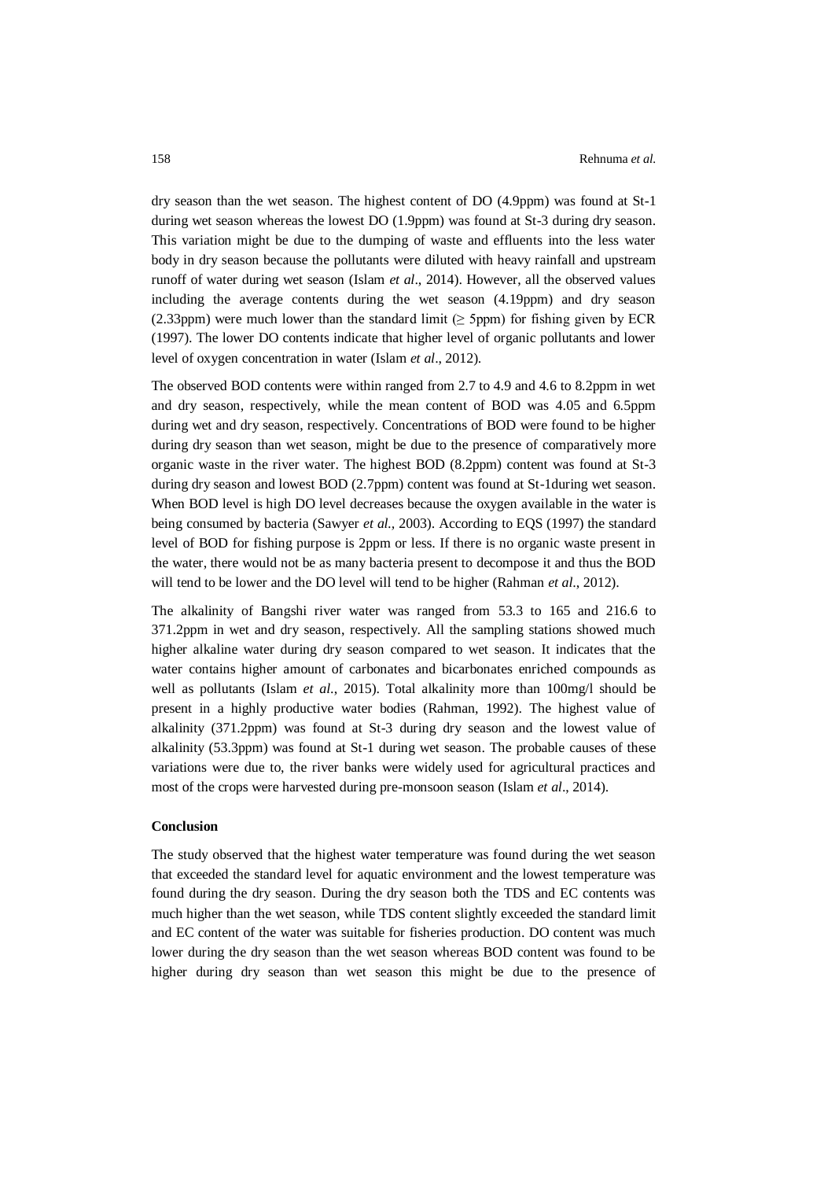dry season than the wet season. The highest content of DO (4.9ppm) was found at St-1 during wet season whereas the lowest DO (1.9ppm) was found at St-3 during dry season. This variation might be due to the dumping of waste and effluents into the less water body in dry season because the pollutants were diluted with heavy rainfall and upstream runoff of water during wet season (Islam *et al*., 2014). However, all the observed values including the average contents during the wet season (4.19ppm) and dry season (2.33ppm) were much lower than the standard limit (≥ 5ppm) for fishing given by ECR (1997). The lower DO contents indicate that higher level of organic pollutants and lower level of oxygen concentration in water (Islam *et al*., 2012).

The observed BOD contents were within ranged from 2.7 to 4.9 and 4.6 to 8.2ppm in wet and dry season, respectively, while the mean content of BOD was 4.05 and 6.5ppm during wet and dry season, respectively. Concentrations of BOD were found to be higher during dry season than wet season, might be due to the presence of comparatively more organic waste in the river water. The highest BOD (8.2ppm) content was found at St-3 during dry season and lowest BOD (2.7ppm) content was found at St-1during wet season. When BOD level is high DO level decreases because the oxygen available in the water is being consumed by bacteria (Sawyer *et al.*, 2003). According to EQS (1997) the standard level of BOD for fishing purpose is 2ppm or less. If there is no organic waste present in the water, there would not be as many bacteria present to decompose it and thus the BOD will tend to be lower and the DO level will tend to be higher (Rahman *et al*., 2012).

The alkalinity of Bangshi river water was ranged from 53.3 to 165 and 216.6 to 371.2ppm in wet and dry season, respectively. All the sampling stations showed much higher alkaline water during dry season compared to wet season. It indicates that the water contains higher amount of carbonates and bicarbonates enriched compounds as well as pollutants (Islam *et al.*, 2015). Total alkalinity more than 100mg/l should be present in a highly productive water bodies (Rahman, 1992). The highest value of alkalinity (371.2ppm) was found at St-3 during dry season and the lowest value of alkalinity (53.3ppm) was found at St-1 during wet season. The probable causes of these variations were due to, the river banks were widely used for agricultural practices and most of the crops were harvested during pre-monsoon season (Islam *et al*., 2014).

## Conclusion

The study observed that the highest water temperature was found during the wet season that exceeded the standard level for aquatic environment and the lowest temperature was found during the dry season. During the dry season both the TDS and EC contents was much higher than the wet season, while TDS content slightly exceeded the standard limit and EC content of the water was suitable for fisheries production. DO content was much lower during the dry season than the wet season whereas BOD content was found to be higher during dry season than wet season this might be due to the presence of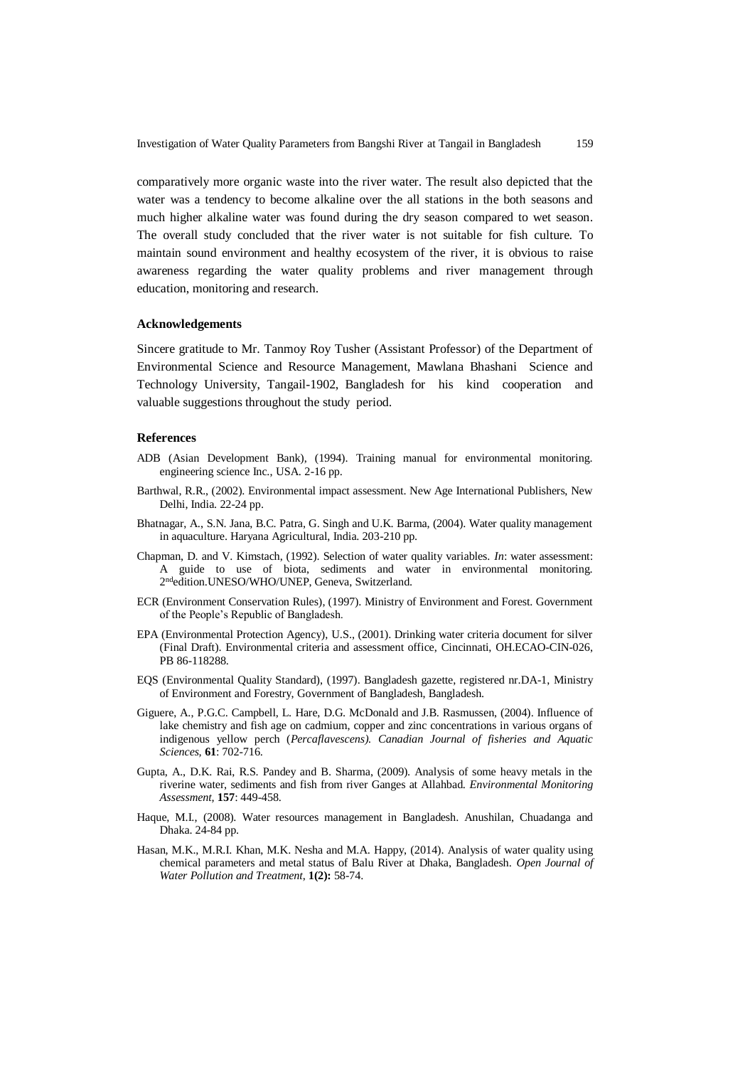comparatively more organic waste into the river water. The result also depicted that the water was a tendency to become alkaline over the all stations in the both seasons and much higher alkaline water was found during the dry season compared to wet season. The overall study concluded that the river water is not suitable for fish culture. To maintain sound environment and healthy ecosystem of the river, it is obvious to raise awareness regarding the water quality problems and river management through education, monitoring and research.

### Acknowledgements

Sincere gratitude to Mr. Tanmoy Roy Tusher (Assistant Professor) of the Department of Environmental Science and Resource Management, Mawlana Bhashani Science and Technology University, Tangail-1902, Bangladesh for his kind cooperation and valuable suggestions throughout the study period.

### References

ADB (Asian Development Bank), (1994). Training manual for environmental monitoring. engineering science Inc., USA. 2-16 pp.

Barthwal, R.R., (2002). Environmental impact assessment. New Age International Publishers, New Delhi, India. 22-24 pp.

Bhatnagar, A., S.N. Jana, B.C. Patra, G. Singh and U.K. Barma, (2004). Water quality management in aquaculture. Haryana Agricultural, India. 203-210 pp.

Chapman, D. and V. Kimstach, (1992). Selection of water quality variables. *In*: water assessment: A guide to use of biota, sediments and water in environmental monitoring. 2nd edition.UNESO/WHO/UNEP, Geneva, Switzerland.

ECR (Environment Conservation Rules), (1997). Ministry of Environment and Forest. Government of the People's Republic of Bangladesh.

EPA (Environmental Protection Agency), U.S., (2001). Drinking water criteria document for silver (Final Draft). Environmental criteria and assessment office, Cincinnati, OH.ECAO-CIN-026, PB 86-118288.

EQS (Environmental Quality Standard), (1997). Bangladesh gazette, registered nr.DA-1, Ministry of Environment and Forestry, Government of Bangladesh, Bangladesh.

Giguere, A., P.G.C. Campbell, L. Hare, D.G. McDonald and J.B. Rasmussen, (2004). Influence of lake chemistry and fish age on cadmium, copper and zinc concentrations in various organs of indigenous yellow perch (*Percaflavescens). Canadian Journal of fisheries and Aquatic Sciences*, **61**: 702-716.

Gupta, A., D.K. Rai, R.S. Pandey and B. Sharma, (2009). Analysis of some heavy metals in the riverine water, sediments and fish from river Ganges at Allahbad. *Environmental Monitoring Assessment,* **157**: 449-458.

Haque, M.I., (2008). Water resources management in Bangladesh. Anushilan, Chuadanga and Dhaka. 24-84 pp.

Hasan, M.K., M.R.I. Khan, M.K. Nesha and M.A. Happy, (2014). Analysis of water quality using chemical parameters and metal status of Balu River at Dhaka, Bangladesh. *Open Journal of Water Pollution and Treatment*, **1(2):** 58-74.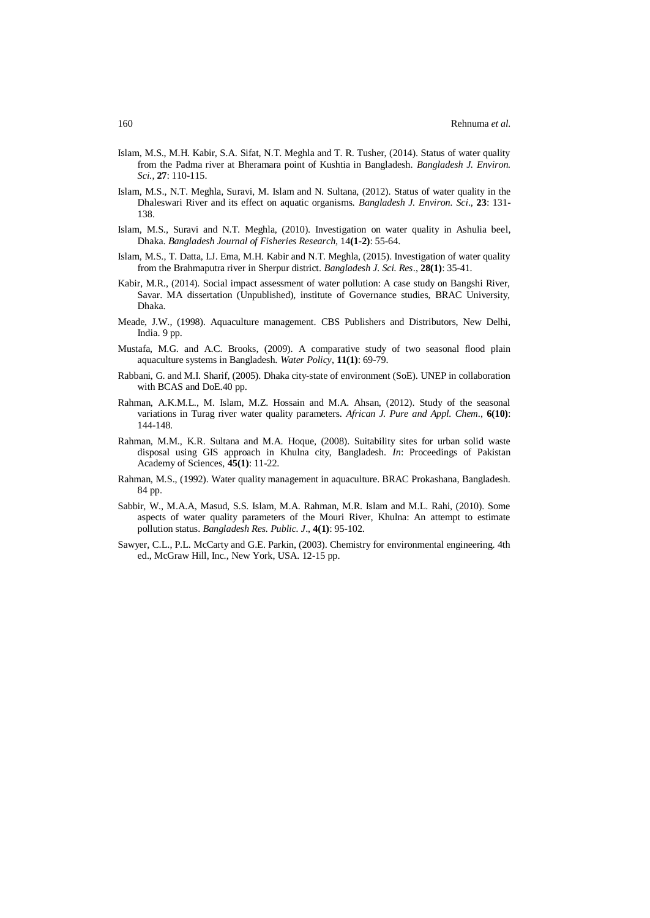Islam, M.S., M.H. Kabir, S.A. Sifat, N.T. Meghla and T. R. Tusher, (2014). Status of water quality from the Padma river at Bheramara point of Kushtia in Bangladesh. *Bangladesh J. Environ. Sci.*, **27**: 110-115.

Islam, M.S., N.T. Meghla, Suravi, M. Islam and N. Sultana, (2012). Status of water quality in the Dhaleswari River and its effect on aquatic organisms. *Bangladesh J. Environ. Sci*., **23**: 131-138.

Islam, M.S., Suravi and N.T. Meghla, (2010). Investigation on water quality in Ashulia beel, Dhaka. *Bangladesh Journal of Fisheries Research*, 14**(1-2)**: 55-64.

Islam, M.S., T. Datta, I.J. Ema, M.H. Kabir and N.T. Meghla, (2015). Investigation of water quality from the Brahmaputra river in Sherpur district. *Bangladesh J. Sci. Res*., **28(1)**: 35-41.

Kabir, M.R., (2014). Social impact assessment of water pollution: A case study on Bangshi River, Savar. MA dissertation (Unpublished), institute of Governance studies, BRAC University, Dhaka.

Meade, J.W., (1998). Aquaculture management. CBS Publishers and Distributors, New Delhi, India. 9 pp.

Mustafa, M.G. and A.C. Brooks, (2009). A comparative study of two seasonal flood plain aquaculture systems in Bangladesh. *Water Policy*, **11(1)**: 69-79.

Rabbani, G. and M.I. Sharif, (2005). Dhaka city-state of environment (SoE). UNEP in collaboration with BCAS and DoE.40 pp.

Rahman, A.K.M.L., M. Islam, M.Z. Hossain and M.A. Ahsan, (2012). Study of the seasonal variations in Turag river water quality parameters. *African J. Pure and Appl. Chem*., **6(10)**: 144-148.

Rahman, M.M., K.R. Sultana and M.A. Hoque, (2008). Suitability sites for urban solid waste disposal using GIS approach in Khulna city, Bangladesh. *In*: Proceedings of Pakistan Academy of Sciences, **45(1)**: 11-22.

Rahman, M.S., (1992). Water quality management in aquaculture. BRAC Prokashana, Bangladesh. 84 pp.

Sabbir, W., M.A.A, Masud, S.S. Islam, M.A. Rahman, M.R. Islam and M.L. Rahi, (2010). Some aspects of water quality parameters of the Mouri River, Khulna: An attempt to estimate pollution status. *Bangladesh Res. Public. J*., **4(1)**: 95-102.

Sawyer, C.L., P.L. McCarty and G.E. Parkin, (2003). Chemistry for environmental engineering. 4th ed., McGraw Hill, Inc., New York, USA. 12-15 pp.